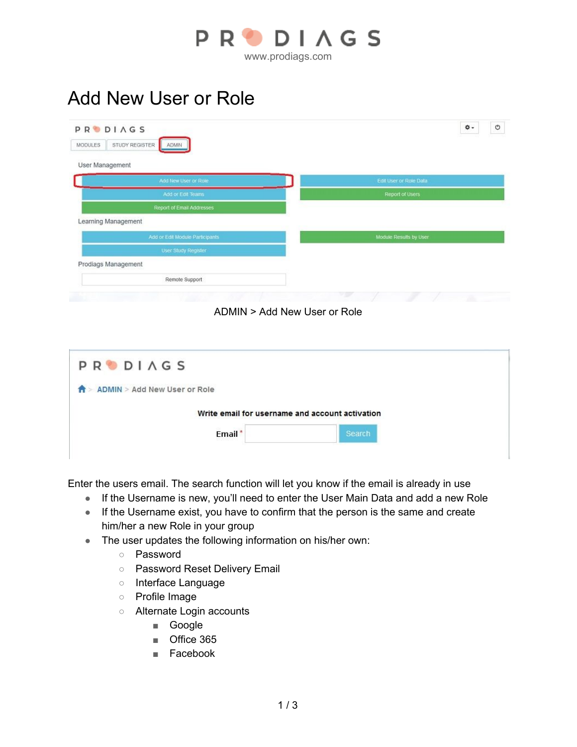# Add New User or Role

ADMIN > Add New User or Role

Enter the users email. The search function will let you know if the email is already in use

- If the Username is new, you'll need to enter the User Main Data and add a new Role
- If the Username exist, you have to confirm that the person is the same and create him/her a new Role in your group
- The user updates the following information on his/her own:
  - Password
  - Password Reset Delivery Email
  - Interface Language
  - Profile Image
  - Alternate Login accounts
    - Google
    - Office 365
    - Facebook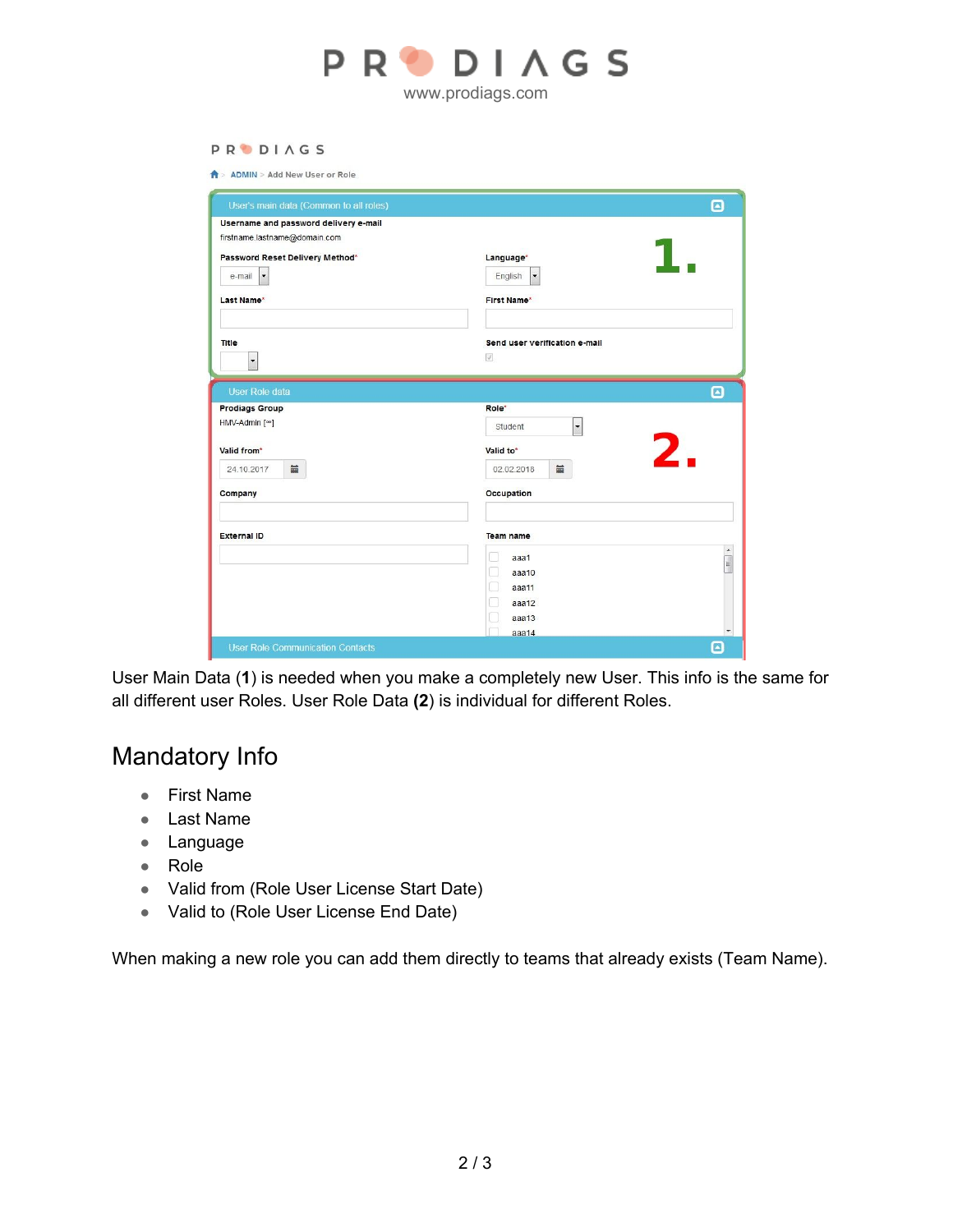User Main Data (**1**) is needed when you make a completely new User. This info is the same for all different user Roles. User Role Data **(2**) is individual for different Roles.

## Mandatory Info

- First Name
- Last Name
- Language
- Role
- Valid from (Role User License Start Date)
- Valid to (Role User License End Date)

When making a new role you can add them directly to teams that already exists (Team Name).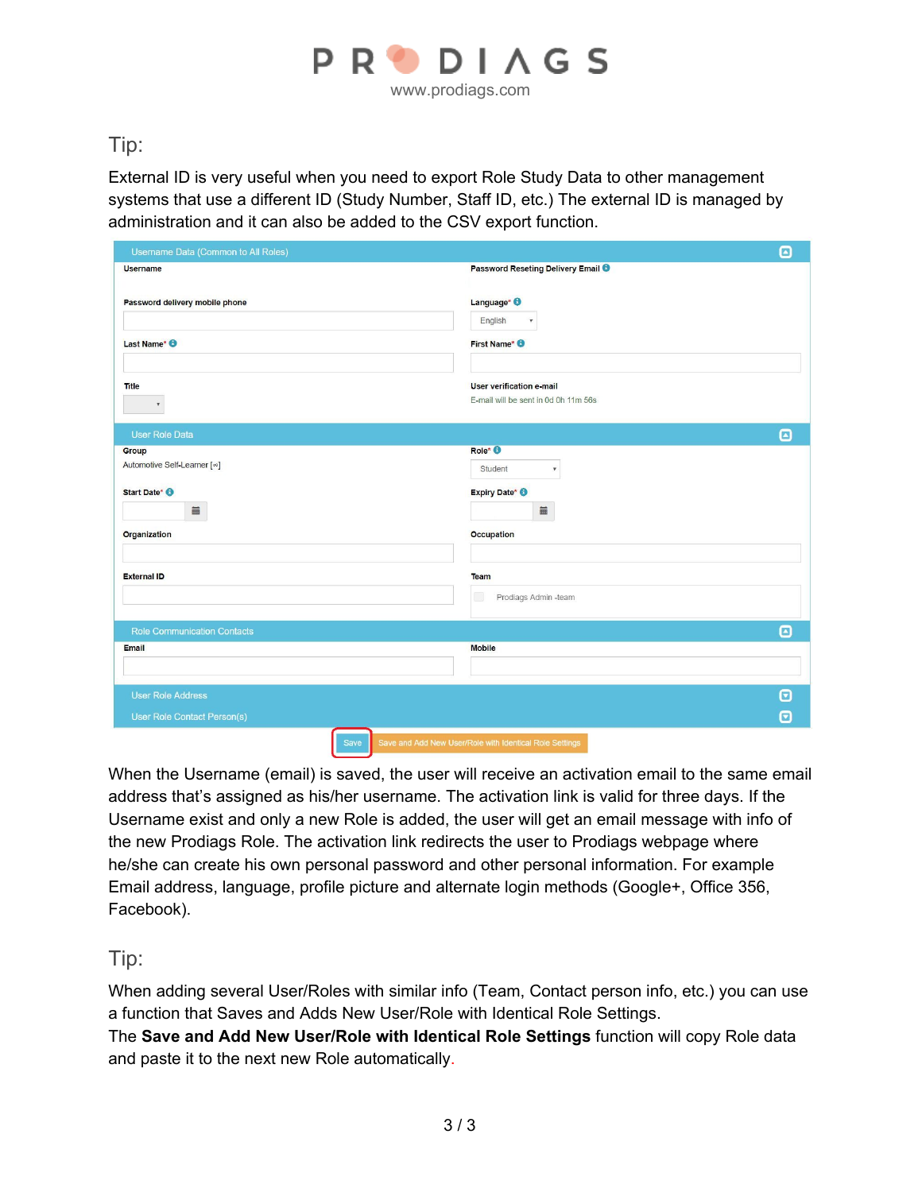## Tip:

External ID is very useful when you need to export Role Study Data to other management systems that use a different ID (Study Number, Staff ID, etc.) The external ID is managed by administration and it can also be added to the CSV export function.

When the Username (email) is saved, the user will receive an activation email to the same email address that's assigned as his/her username. The activation link is valid for three days. If the Username exist and only a new Role is added, the user will get an email message with info of the new Prodiags Role. The activation link redirects the user to Prodiags webpage where he/she can create his own personal password and other personal information. For example Email address, language, profile picture and alternate login methods (Google+, Office 356, Facebook).

## Tip:

When adding several User/Roles with similar info (Team, Contact person info, etc.) you can use a function that Saves and Adds New User/Role with Identical Role Settings.
The **Save and Add New User/Role with Identical Role Settings** function will copy Role data and paste it to the next new Role automatically.